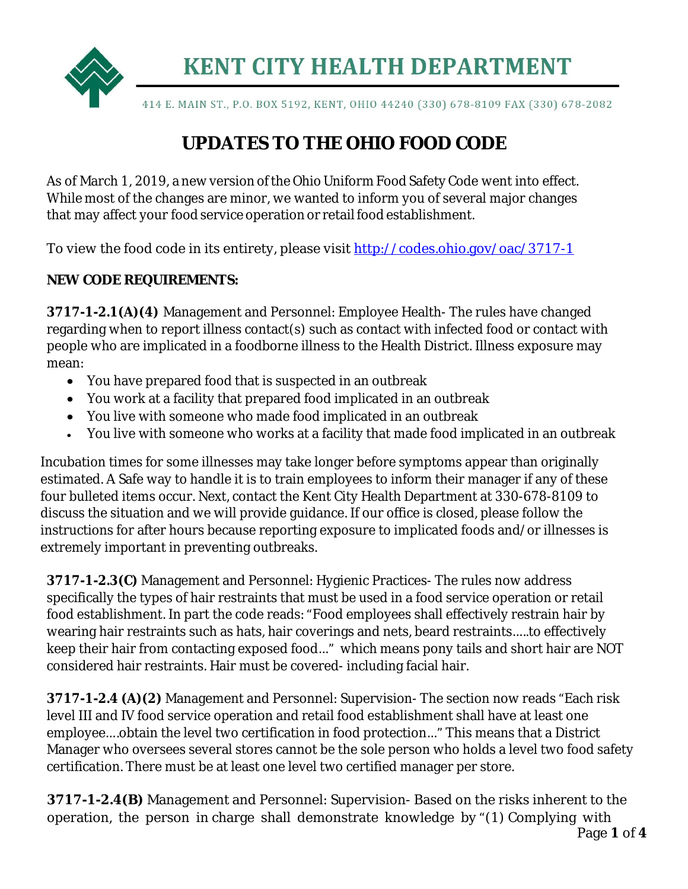# KENT CITY HEALTH DEPARTMENT

414 E. MAIN ST., P.O. BOX 5192, KENT, OHIO 44240 (330) 678-8109 FAX (330) 678-2082

## UPDATES TO THE OHIO FOOD CODE

As of March 1, 2019, a new version of the Ohio Uniform Food Safety Code went into effect. While most of the changes are minor, we wanted to inform you of several major changes that may affect your food service operation or retail food establishment.

To view the food code in its entirety, please visit http://codes.ohio.gov/oac/3717-1

**NEW CODE REQUIREMENTS:**

**3717-1-2.1(A)(4)** Management and Personnel: Employee Health- The rules have changed regarding when to report illness contact(s) such as contact with infected food or contact with people who are implicated in a foodborne illness to the Health District. Illness exposure may mean:

- You have prepared food that is suspected in an outbreak
- You work at a facility that prepared food implicated in an outbreak
- You live with someone who made food implicated in an outbreak
- You live with someone who works at a facility that made food implicated in an outbreak

Incubation times for some illnesses may take longer before symptoms appear than originally estimated. A Safe way to handle it is to train employees to inform their manager if any of these four bulleted items occur. Next, contact the Kent City Health Department at 330-678-8109 to discuss the situation and we will provide guidance. If our office is closed, please follow the instructions for after hours because reporting exposure to implicated foods and/or illnesses is extremely important in preventing outbreaks.

**3717-1-2.3(C)** Management and Personnel: Hygienic Practices- The rules now address specifically the types of hair restraints that must be used in a food service operation or retail food establishment. In part the code reads: "Food employees shall effectively restrain hair by wearing hair restraints such as hats, hair coverings and nets, beard restraints.....to effectively keep their hair from contacting exposed food…" which means pony tails and short hair are NOT considered hair restraints. Hair must be covered- including facial hair.

**3717-1-2.4 (A)(2)** Management and Personnel: Supervision- The section now reads "Each risk level III and IV food service operation and retail food establishment shall have at least one employee….obtain the level two certification in food protection…" This means that a District Manager who oversees several stores cannot be the sole person who holds a level two food safety certification. There must be at least one level two certified manager per store.

**3717-1-2.4(B)** Management and Personnel: Supervision- Based on the risks inherent to the operation, the person in charge shall demonstrate knowledge by "(1) Complying with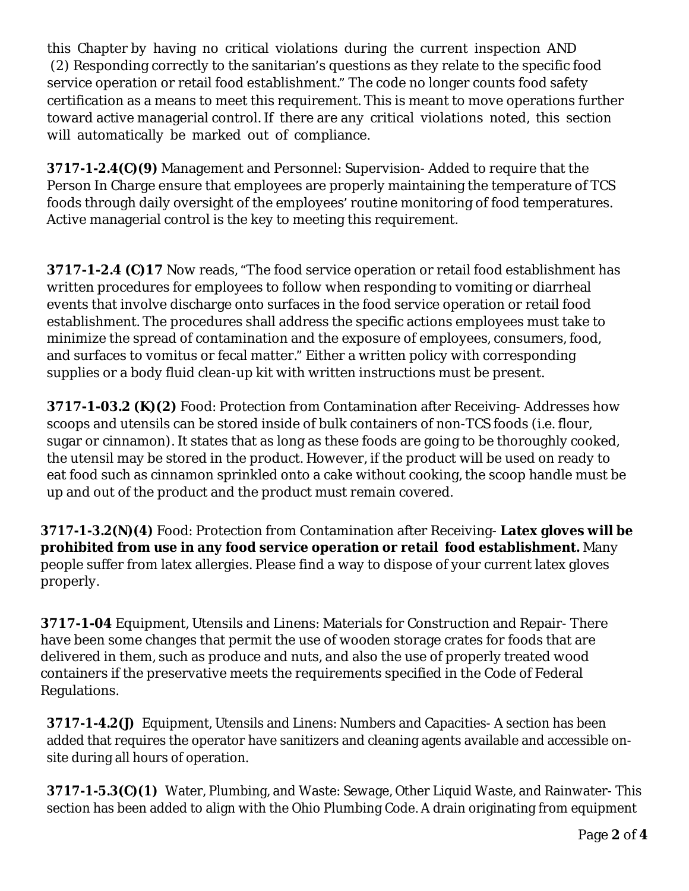this Chapter by having no critical violations during the current inspection AND (2) Responding correctly to the sanitarian's questions as they relate to the specific food service operation or retail food establishment." The code no longer counts food safety certification as a means to meet this requirement. This is meant to move operations further toward active managerial control. If there are any critical violations noted, this section will automatically be marked out of compliance.

**3717-1-2.4(C)(9)** Management and Personnel: Supervision- Added to require that the Person In Charge ensure that employees are properly maintaining the temperature of TCS foods through daily oversight of the employees' routine monitoring of food temperatures. Active managerial control is the key to meeting this requirement.

**3717-1-2.4 (C)17** Now reads, "The food service operation or retail food establishment has written procedures for employees to follow when responding to vomiting or diarrheal events that involve discharge onto surfaces in the food service operation or retail food establishment. The procedures shall address the specific actions employees must take to minimize the spread of contamination and the exposure of employees, consumers, food, and surfaces to vomitus or fecal matter." Either a written policy with corresponding supplies or a body fluid clean-up kit with written instructions must be present.

**3717-1-03.2 (K)(2)** Food: Protection from Contamination after Receiving- Addresses how scoops and utensils can be stored inside of bulk containers of non-TCS foods (i.e. flour, sugar or cinnamon). It states that as long as these foods are going to be thoroughly cooked, the utensil may be stored in the product. However, if the product will be used on ready to eat food such as cinnamon sprinkled onto a cake without cooking, the scoop handle must be up and out of the product and the product must remain covered.

**3717-1-3.2(N)(4)** Food: Protection from Contamination after Receiving- **Latex gloves will be prohibited from use in any food service operation or retail food establishment.** Many people suffer from latex allergies. Please find a way to dispose of your current latex gloves properly.

**3717-1-04** Equipment, Utensils and Linens: Materials for Construction and Repair- There have been some changes that permit the use of wooden storage crates for foods that are delivered in them, such as produce and nuts, and also the use of properly treated wood containers if the preservative meets the requirements specified in the Code of Federal Regulations.

**3717-1-4.2(J)** Equipment, Utensils and Linens: Numbers and Capacities- A section has been added that requires the operator have sanitizers and cleaning agents available and accessible on-site during all hours of operation.

**3717-1-5.3(C)(1)** Water, Plumbing, and Waste: Sewage, Other Liquid Waste, and Rainwater- This section has been added to align with the Ohio Plumbing Code. A drain originating from equipment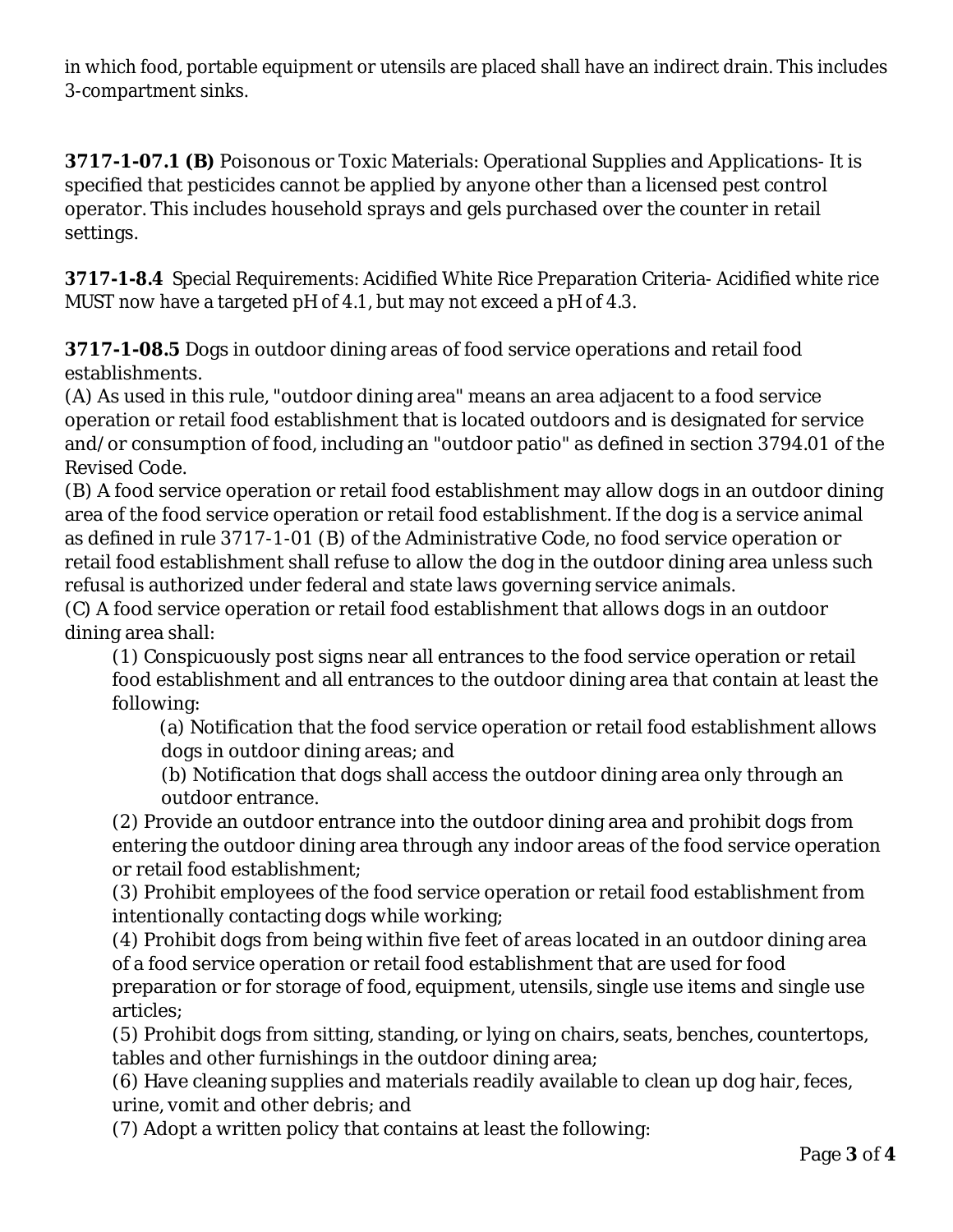in which food, portable equipment or utensils are placed shall have an indirect drain. This includes 3-compartment sinks.

**3717-1-07.1 (B)** Poisonous or Toxic Materials: Operational Supplies and Applications- It is specified that pesticides cannot be applied by anyone other than a licensed pest control operator. This includes household sprays and gels purchased over the counter in retail settings.

**3717-1-8.4** Special Requirements: Acidified White Rice Preparation Criteria- Acidified white rice MUST now have a targeted pH of 4.1, but may not exceed a pH of 4.3.

**3717-1-08.5** Dogs in outdoor dining areas of food service operations and retail food establishments.

(A) As used in this rule, "outdoor dining area" means an area adjacent to a food service operation or retail food establishment that is located outdoors and is designated for service and/or consumption of food, including an "outdoor patio" as defined in section 3794.01 of the Revised Code.

(B) A food service operation or retail food establishment may allow dogs in an outdoor dining area of the food service operation or retail food establishment. If the dog is a service animal as defined in rule 3717-1-01 (B) of the Administrative Code, no food service operation or retail food establishment shall refuse to allow the dog in the outdoor dining area unless such refusal is authorized under federal and state laws governing service animals.

(C) A food service operation or retail food establishment that allows dogs in an outdoor dining area shall:

(1) Conspicuously post signs near all entrances to the food service operation or retail food establishment and all entrances to the outdoor dining area that contain at least the following:

(a) Notification that the food service operation or retail food establishment allows dogs in outdoor dining areas; and

(b) Notification that dogs shall access the outdoor dining area only through an outdoor entrance.

(2) Provide an outdoor entrance into the outdoor dining area and prohibit dogs from entering the outdoor dining area through any indoor areas of the food service operation or retail food establishment;

(3) Prohibit employees of the food service operation or retail food establishment from intentionally contacting dogs while working;

(4) Prohibit dogs from being within five feet of areas located in an outdoor dining area of a food service operation or retail food establishment that are used for food preparation or for storage of food, equipment, utensils, single use items and single use articles;

(5) Prohibit dogs from sitting, standing, or lying on chairs, seats, benches, countertops, tables and other furnishings in the outdoor dining area;

(6) Have cleaning supplies and materials readily available to clean up dog hair, feces, urine, vomit and other debris; and

(7) Adopt a written policy that contains at least the following: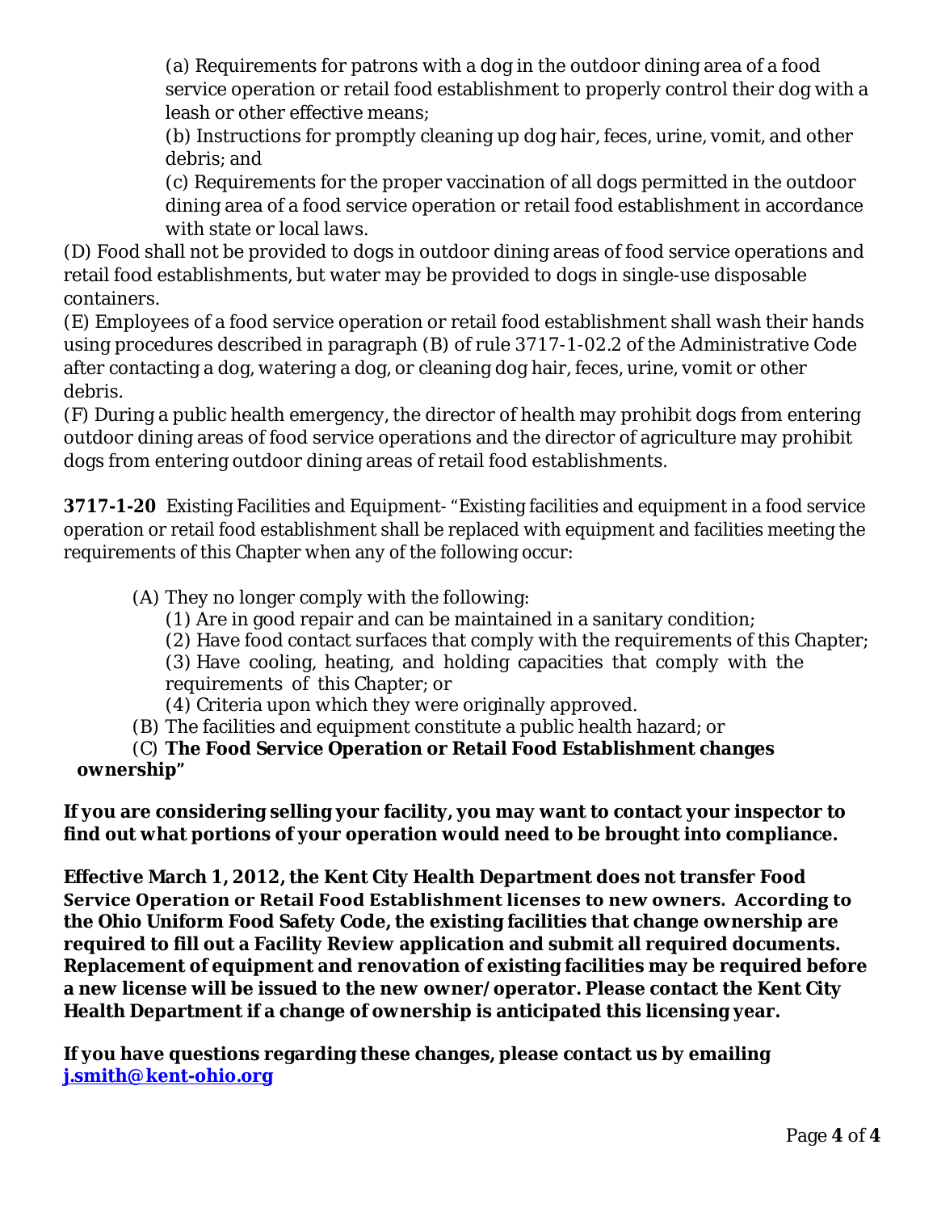(a) Requirements for patrons with a dog in the outdoor dining area of a food service operation or retail food establishment to properly control their dog with a leash or other effective means;

(b) Instructions for promptly cleaning up dog hair, feces, urine, vomit, and other debris; and

(c) Requirements for the proper vaccination of all dogs permitted in the outdoor dining area of a food service operation or retail food establishment in accordance with state or local laws.

(D) Food shall not be provided to dogs in outdoor dining areas of food service operations and retail food establishments, but water may be provided to dogs in single-use disposable containers.

(E) Employees of a food service operation or retail food establishment shall wash their hands using procedures described in paragraph (B) of rule 3717-1-02.2 of the Administrative Code after contacting a dog, watering a dog, or cleaning dog hair, feces, urine, vomit or other debris.

(F) During a public health emergency, the director of health may prohibit dogs from entering outdoor dining areas of food service operations and the director of agriculture may prohibit dogs from entering outdoor dining areas of retail food establishments.

**3717-1-20** Existing Facilities and Equipment- "Existing facilities and equipment in a food service operation or retail food establishment shall be replaced with equipment and facilities meeting the requirements of this Chapter when any of the following occur:

(A) They no longer comply with the following:

(1) Are in good repair and can be maintained in a sanitary condition;

(2) Have food contact surfaces that comply with the requirements of this Chapter;

(3) Have cooling, heating, and holding capacities that comply with the requirements of this Chapter; or

(4) Criteria upon which they were originally approved.

(B) The facilities and equipment constitute a public health hazard; or

(C) **The Food Service Operation or Retail Food Establishment changes ownership"**

**If you are considering selling your facility, you may want to contact your inspector to find out what portions of your operation would need to be brought into compliance.**

**Effective March 1, 2012, the Kent City Health Department does not transfer Food Service Operation or Retail Food Establishment licenses to new owners. According to the Ohio Uniform Food Safety Code, the existing facilities that change ownership are required to fill out a Facility Review application and submit all required documents. Replacement of equipment and renovation of existing facilities may be required before a new license will be issued to the new owner/operator. Please contact the Kent City Health Department if a change of ownership is anticipated this licensing year.**

**If you have questions regarding these changes, please contact us by emailing [j.smith@kent-ohio.org](mailto:j.smith@kent-ohio.org)**